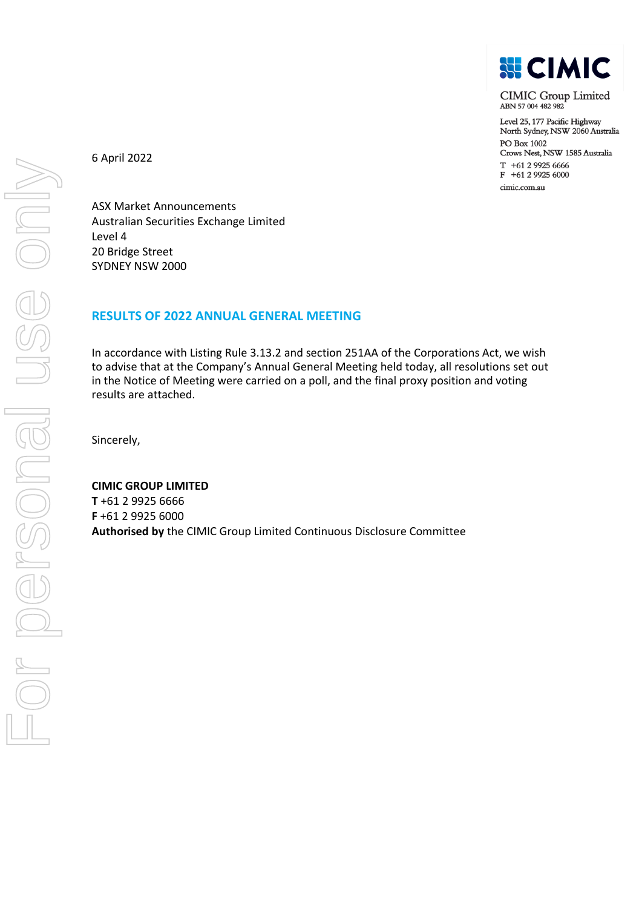**CIMIC**

CIMIC Group Limited
ABN 57 004 482 982

Level 25, 177 Pacific Highway
North Sydney, NSW 2060 Australia
PO Box 1002
Crows Nest, NSW 1585 Australia
T +61 2 9925 6666
F +61 2 9925 6000
cimic.com.au

6 April 2022

ASX Market Announcements
Australian Securities Exchange Limited
Level 4
20 Bridge Street
SYDNEY NSW 2000

## RESULTS OF 2022 ANNUAL GENERAL MEETING

In accordance with Listing Rule 3.13.2 and section 251AA of the Corporations Act, we wish to advise that at the Company's Annual General Meeting held today, all resolutions set out in the Notice of Meeting were carried on a poll, and the final proxy position and voting results are attached.

Sincerely,

**CIMIC GROUP LIMITED**
**T** +61 2 9925 6666
**F** +61 2 9925 6000
**Authorised by** the CIMIC Group Limited Continuous Disclosure Committee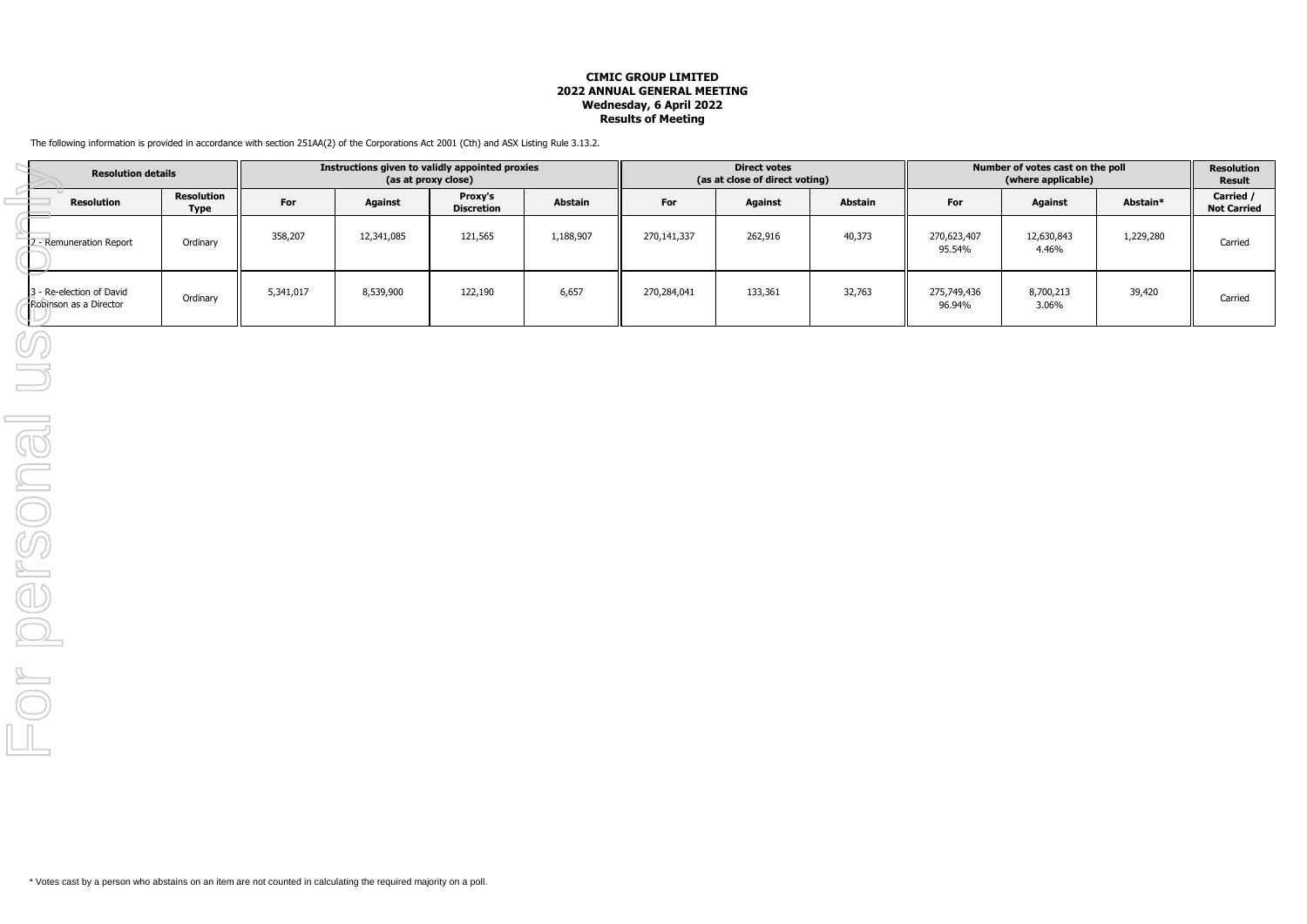**CIMIC GROUP LIMITED**
**2022 ANNUAL GENERAL MEETING**
**Wednesday, 6 April 2022**
**Results of Meeting**

The following information is provided in accordance with section 251AA(2) of the Corporations Act 2001 (Cth) and ASX Listing Rule 3.13.2.

| Resolution details | | Instructions given to validly appointed proxies (as at proxy close) | | | | Direct votes (as at close of direct voting) | | | Number of votes cast on the poll (where applicable) | | | Resolution Result |
|---|---|---|---|---|---|---|---|---|---|---|---|---|
| **Resolution** | **Resolution Type** | **For** | **Against** | **Proxy's Discretion** | **Abstain** | **For** | **Against** | **Abstain** | **For** | **Against** | **Abstain*** | **Carried / Not Carried** |
| 2 - Remuneration Report | Ordinary | 358,207 | 12,341,085 | 121,565 | 1,188,907 | 270,141,337 | 262,916 | 40,373 | 270,623,407 95.54% | 12,630,843 4.46% | 1,229,280 | Carried |
| 3 - Re-election of David Robinson as a Director | Ordinary | 5,341,017 | 8,539,900 | 122,190 | 6,657 | 270,284,041 | 133,361 | 32,763 | 275,749,436 96.94% | 8,700,213 3.06% | 39,420 | Carried |

\* Votes cast by a person who abstains on an item are not counted in calculating the required majority on a poll.